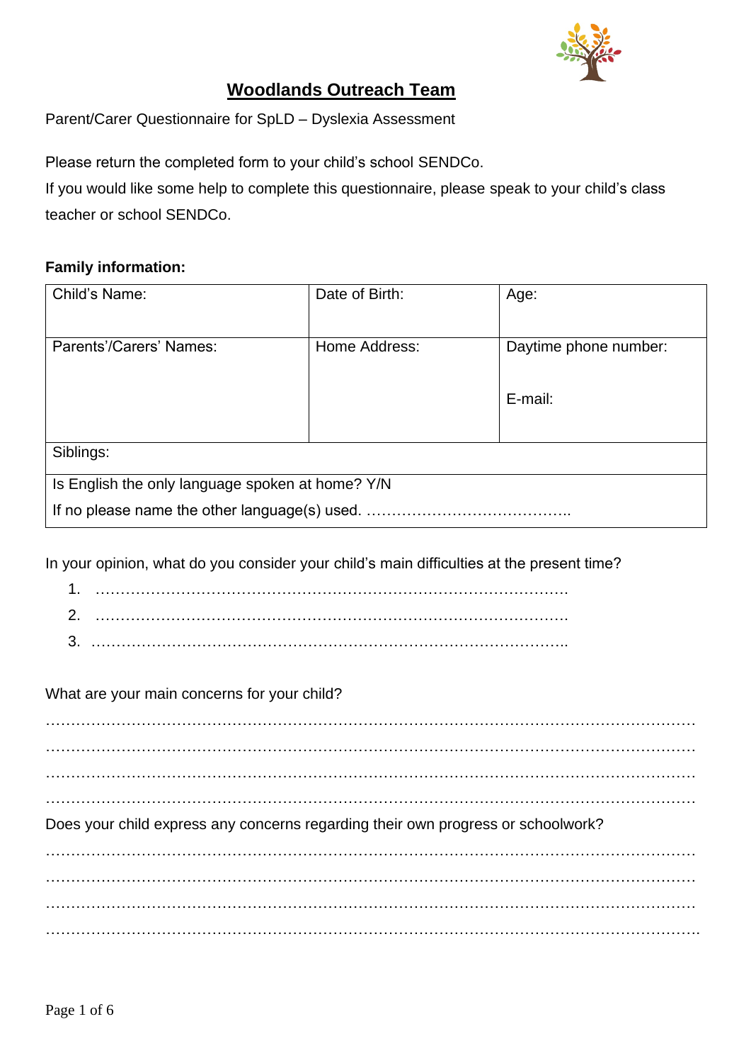# Woodlands Outreach Team

Parent/Carer Questionnaire for SpLD – Dyslexia Assessment

Please return the completed form to your child's school SENDCo.
If you would like some help to complete this questionnaire, please speak to your child's class teacher or school SENDCo.

**Family information:**

| Child's Name: | Date of Birth: | Age: |
|---|---|---|
| Parents'/Carers' Names: | Home Address: | Daytime phone number:<br><br>E-mail: |
| Siblings: | | |
| Is English the only language spoken at home? Y/N<br>If no please name the other language(s) used. …………………………………. | | |

In your opinion, what do you consider your child's main difficulties at the present time?

1. ……………………………………………………………………………………
2. ……………………………………………………………………………………
3. ……………………………………………………………………………………

What are your main concerns for your child?

……………………………………………………………………………………………………………
……………………………………………………………………………………………………………
……………………………………………………………………………………………………………
……………………………………………………………………………………………………………

Does your child express any concerns regarding their own progress or schoolwork?

……………………………………………………………………………………………………………
……………………………………………………………………………………………………………
……………………………………………………………………………………………………………
……………………………………………………………………………………………………………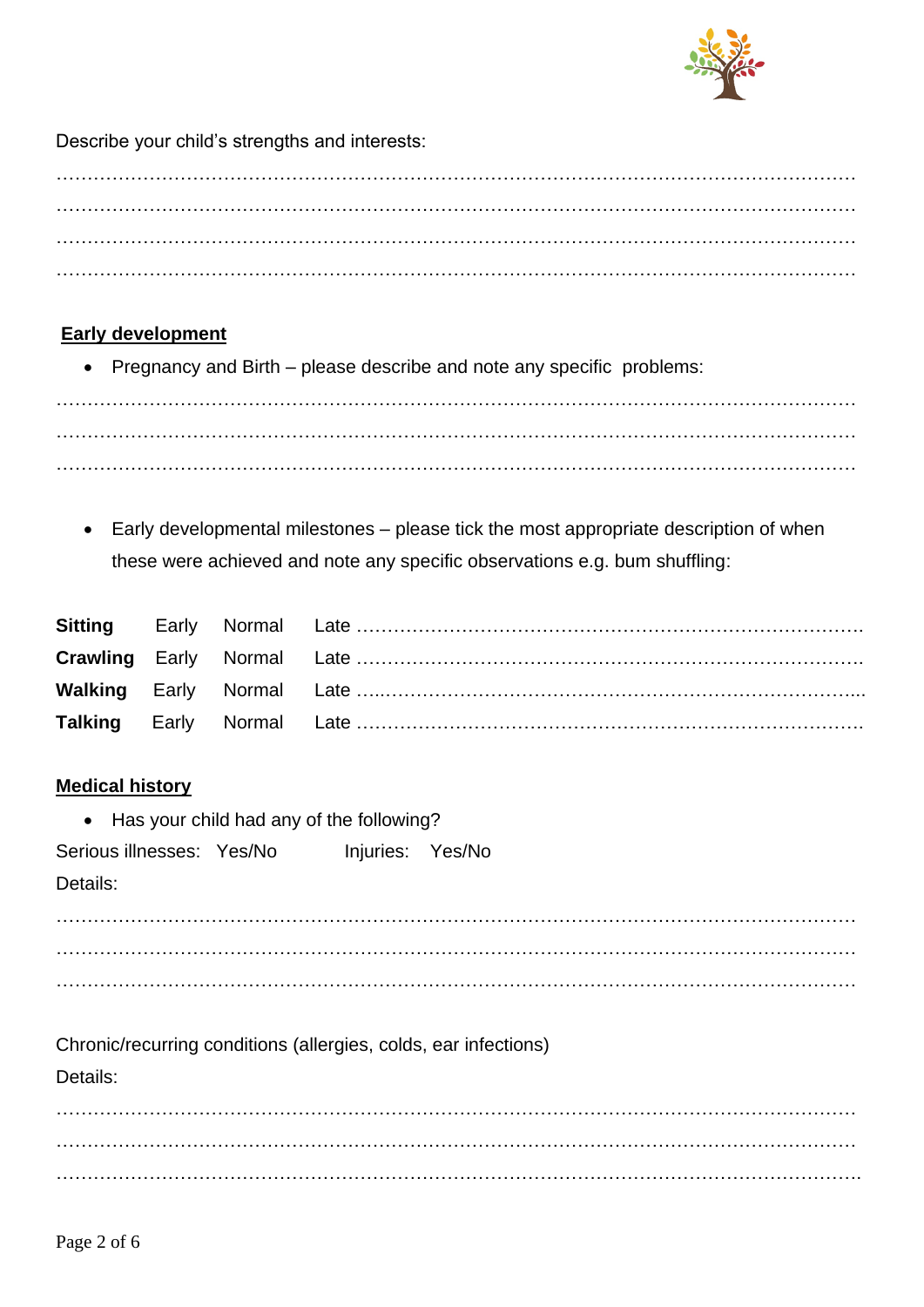Describe your child's strengths and interests:

…………………………………………………………………………………………………………………
…………………………………………………………………………………………………………………
…………………………………………………………………………………………………………………
…………………………………………………………………………………………………………………

## Early development

- Pregnancy and Birth – please describe and note any specific problems:

…………………………………………………………………………………………………………………
…………………………………………………………………………………………………………………
…………………………………………………………………………………………………………………

- Early developmental milestones – please tick the most appropriate description of when these were achieved and note any specific observations e.g. bum shuffling:

| | | | |
|---|---|---|---|
| **Sitting** | Early | Normal | Late ………………………………………………………………………… |
| **Crawling** | Early | Normal | Late ………………………………………………………………………… |
| **Walking** | Early | Normal | Late ………………………………………………………………………… |
| **Talking** | Early | Normal | Late ………………………………………………………………………… |

## Medical history

- Has your child had any of the following?

Serious illnesses: Yes/No Injuries: Yes/No

Details:

…………………………………………………………………………………………………………………
…………………………………………………………………………………………………………………
…………………………………………………………………………………………………………………

Chronic/recurring conditions (allergies, colds, ear infections)

Details:

…………………………………………………………………………………………………………………
…………………………………………………………………………………………………………………
…………………………………………………………………………………………………………………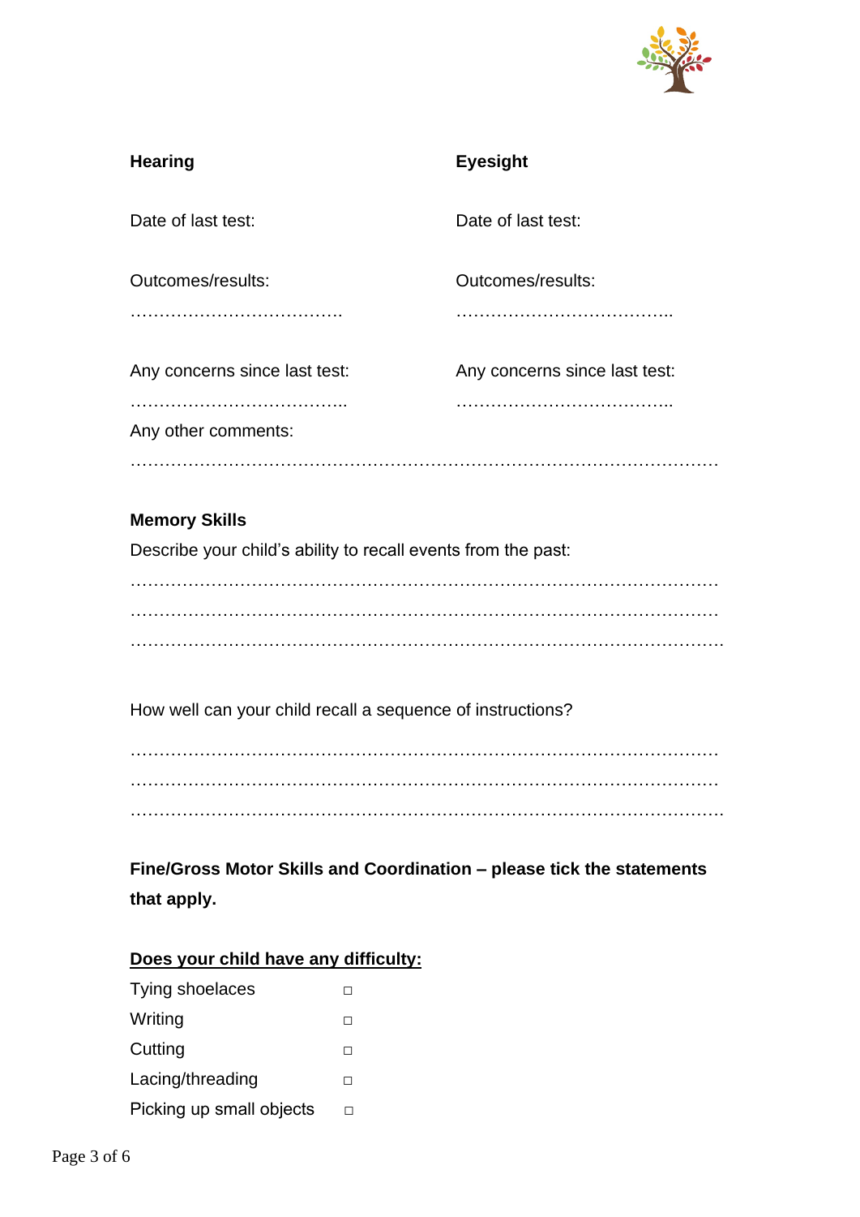**Hearing**

Date of last test:

Outcomes/results:

…………………………………

Any concerns since last test:

…………………………………..

**Eyesight**

Date of last test:

Outcomes/results:

…………………………………..

Any concerns since last test:

…………………………………..

Any other comments:

………………………………………………………………………………………….

**Memory Skills**

Describe your child's ability to recall events from the past:

………………………………………………………………………………………….
………………………………………………………………………………………….
………………………………………………………………………………………….

How well can your child recall a sequence of instructions?

………………………………………………………………………………………….
………………………………………………………………………………………….
………………………………………………………………………………………….

**Fine/Gross Motor Skills and Coordination – please tick the statements that apply.**

**Does your child have any difficulty:**

- Tying shoelaces ☐
- Writing ☐
- Cutting ☐
- Lacing/threading ☐
- Picking up small objects ☐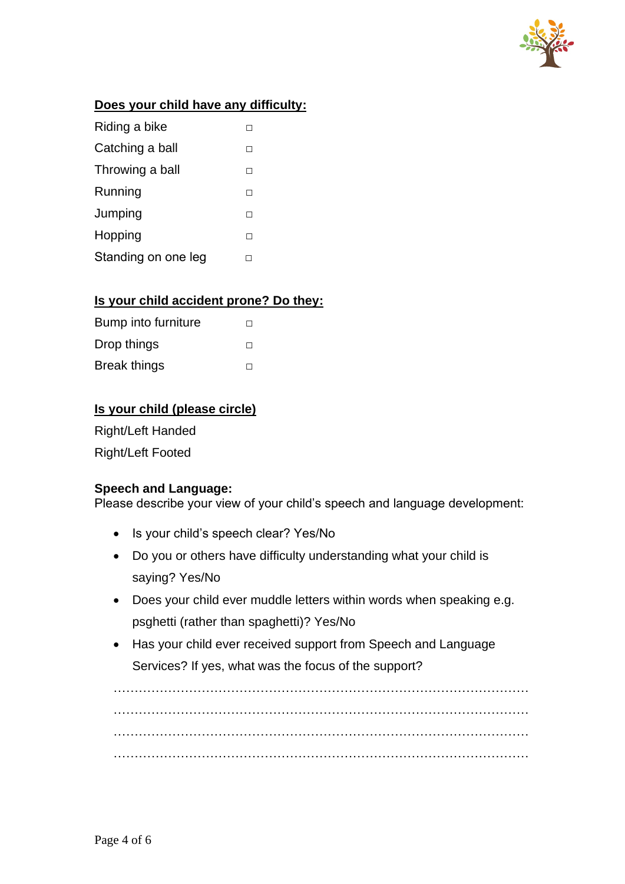**Does your child have any difficulty:**

Riding a bike ☐

Catching a ball ☐

Throwing a ball ☐

Running ☐

Jumping ☐

Hopping ☐

Standing on one leg ☐

**Is your child accident prone? Do they:**

Bump into furniture ☐

Drop things ☐

Break things ☐

**Is your child (please circle)**

Right/Left Handed

Right/Left Footed

**Speech and Language:**

Please describe your view of your child's speech and language development:

- Is your child's speech clear? Yes/No
- Do you or others have difficulty understanding what your child is saying? Yes/No
- Does your child ever muddle letters within words when speaking e.g. psghetti (rather than spaghetti)? Yes/No
- Has your child ever received support from Speech and Language Services? If yes, what was the focus of the support?

…………………………………………………………………………………………

…………………………………………………………………………………………

…………………………………………………………………………………………

…………………………………………………………………………………………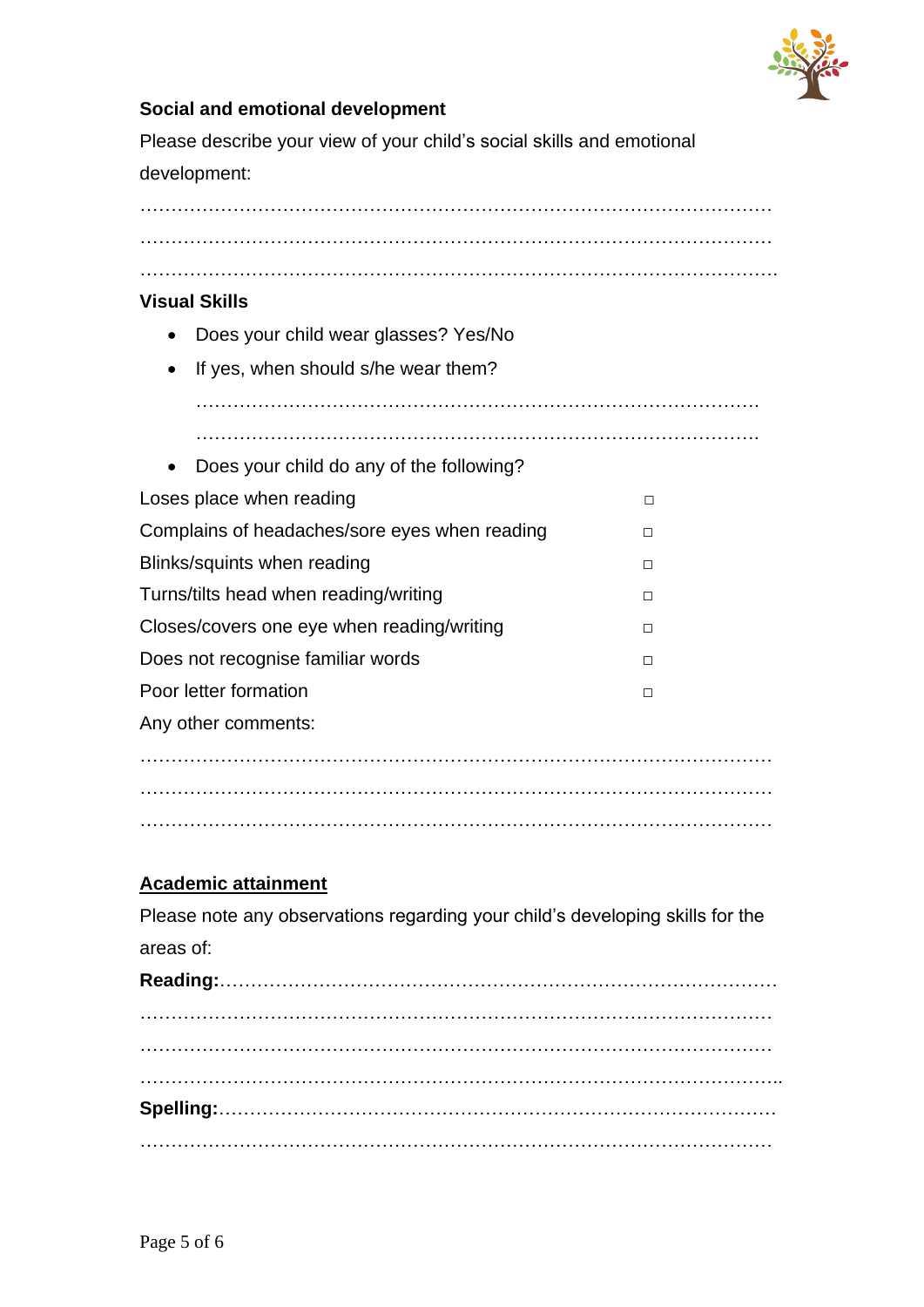**Social and emotional development**

Please describe your view of your child's social skills and emotional development:

…………………………………………………………………………………………

…………………………………………………………………………………………

…………………………………………………………………………………………

**Visual Skills**

- Does your child wear glasses? Yes/No
- If yes, when should s/he wear them?

  ………………………………………………………………………………

  ………………………………………………………………………………

- Does your child do any of the following?

| | |
|---|---|
| Loses place when reading | □ |
| Complains of headaches/sore eyes when reading | □ |
| Blinks/squints when reading | □ |
| Turns/tilts head when reading/writing | □ |
| Closes/covers one eye when reading/writing | □ |
| Does not recognise familiar words | □ |
| Poor letter formation | □ |

Any other comments:

…………………………………………………………………………………………

…………………………………………………………………………………………

…………………………………………………………………………………………

**Academic attainment**

Please note any observations regarding your child's developing skills for the areas of:

**Reading:**………………………………………………………………………………

…………………………………………………………………………………………

…………………………………………………………………………………………

…………………………………………………………………………………………

**Spelling:**………………………………………………………………………………

…………………………………………………………………………………………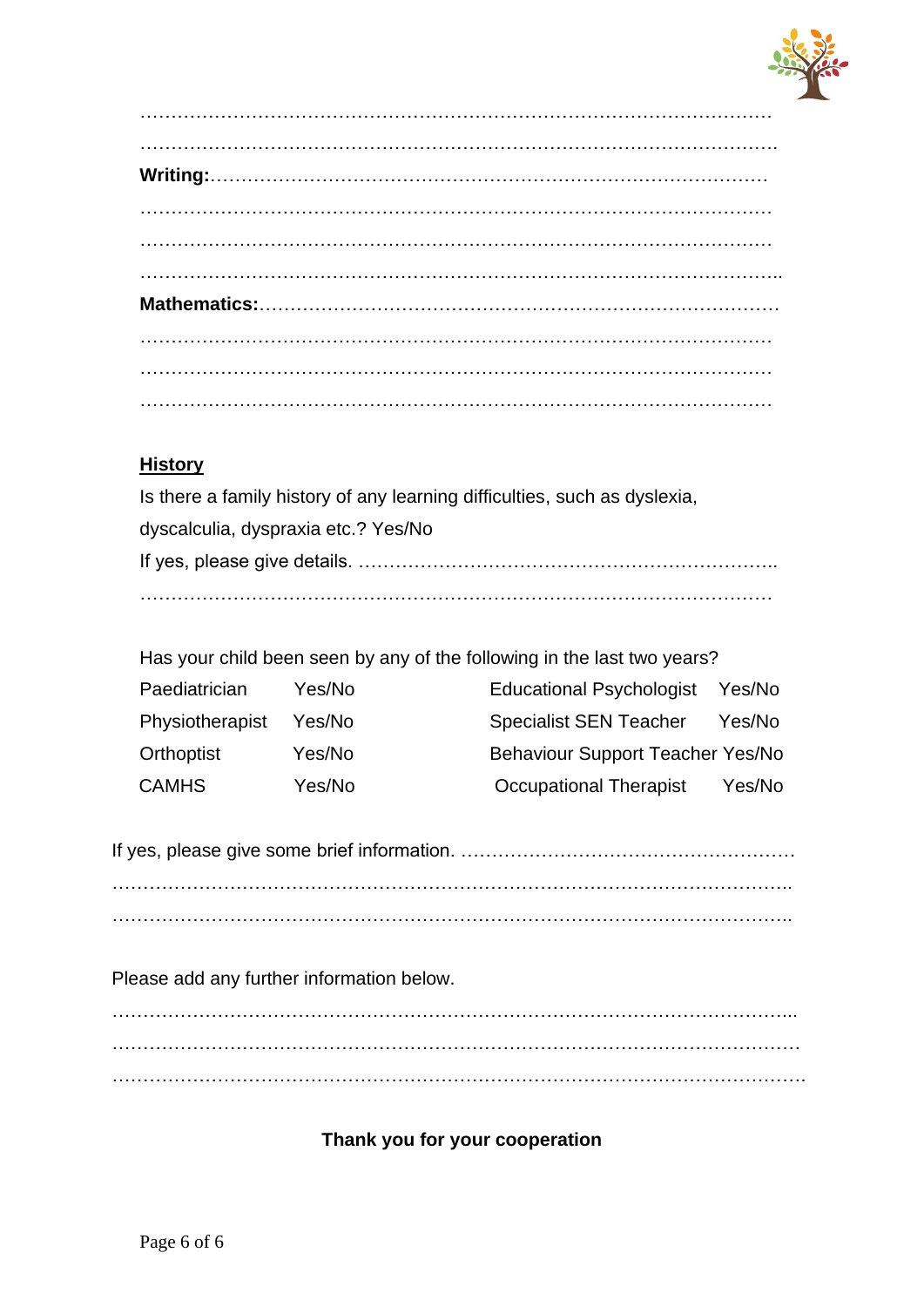…………………………………………………………………………………………

…………………………………………………………………………………………

**Writing:**……………………………………………………………………………

…………………………………………………………………………………………

…………………………………………………………………………………………

…………………………………………………………………………………………

**Mathematics:**………………………………………………………………………

…………………………………………………………………………………………

…………………………………………………………………………………………

…………………………………………………………………………………………

## History

Is there a family history of any learning difficulties, such as dyslexia, dyscalculia, dyspraxia etc.? Yes/No

If yes, please give details. …………………………………………………………

…………………………………………………………………………………………

Has your child been seen by any of the following in the last two years?

| | | | |
|---|---|---|---|
| Paediatrician | Yes/No | Educational Psychologist | Yes/No |
| Physiotherapist | Yes/No | Specialist SEN Teacher | Yes/No |
| Orthoptist | Yes/No | Behaviour Support Teacher | Yes/No |
| CAMHS | Yes/No | Occupational Therapist | Yes/No |

If yes, please give some brief information. ………………………………………………

…………………………………………………………………………………………………

…………………………………………………………………………………………………

Please add any further information below.

…………………………………………………………………………………………………

…………………………………………………………………………………………………

…………………………………………………………………………………………………

**Thank you for your cooperation**